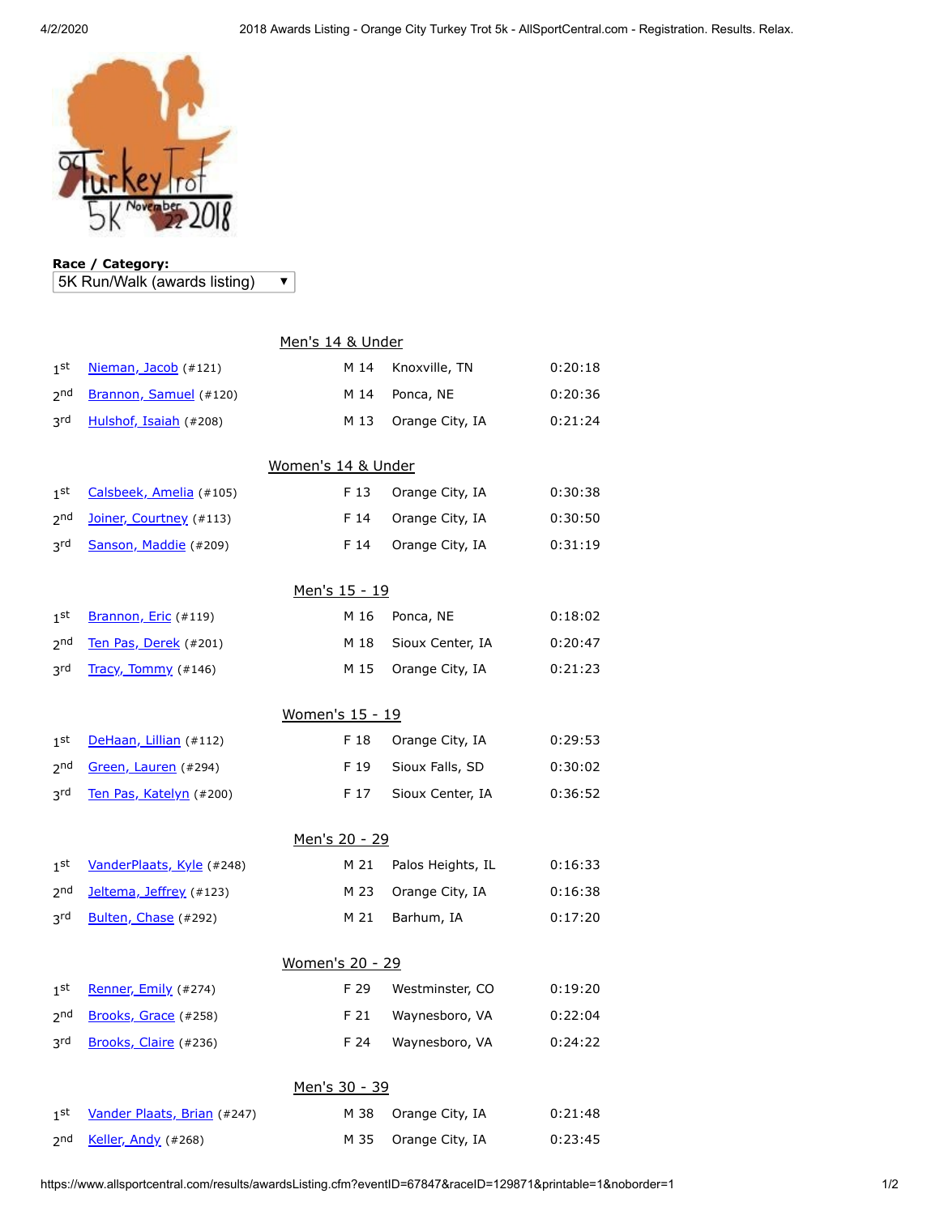**Race / Category:**

5K Run/Walk (awards listing)

## Men's 14 & Under

| | | | | |
|---|---|---|---|---|
| 1st | Nieman, Jacob (#121) | M 14 | Knoxville, TN | 0:20:18 |
| 2nd | Brannon, Samuel (#120) | M 14 | Ponca, NE | 0:20:36 |
| 3rd | Hulshof, Isaiah (#208) | M 13 | Orange City, IA | 0:21:24 |

## Women's 14 & Under

| | | | | |
|---|---|---|---|---|
| 1st | Calsbeek, Amelia (#105) | F 13 | Orange City, IA | 0:30:38 |
| 2nd | Joiner, Courtney (#113) | F 14 | Orange City, IA | 0:30:50 |
| 3rd | Sanson, Maddie (#209) | F 14 | Orange City, IA | 0:31:19 |

## Men's 15 - 19

| | | | | |
|---|---|---|---|---|
| 1st | Brannon, Eric (#119) | M 16 | Ponca, NE | 0:18:02 |
| 2nd | Ten Pas, Derek (#201) | M 18 | Sioux Center, IA | 0:20:47 |
| 3rd | Tracy, Tommy (#146) | M 15 | Orange City, IA | 0:21:23 |

## Women's 15 - 19

| | | | | |
|---|---|---|---|---|
| 1st | DeHaan, Lillian (#112) | F 18 | Orange City, IA | 0:29:53 |
| 2nd | Green, Lauren (#294) | F 19 | Sioux Falls, SD | 0:30:02 |
| 3rd | Ten Pas, Katelyn (#200) | F 17 | Sioux Center, IA | 0:36:52 |

## Men's 20 - 29

| | | | | |
|---|---|---|---|---|
| 1st | VanderPlaats, Kyle (#248) | M 21 | Palos Heights, IL | 0:16:33 |
| 2nd | Jeltema, Jeffrey (#123) | M 23 | Orange City, IA | 0:16:38 |
| 3rd | Bulten, Chase (#292) | M 21 | Barhum, IA | 0:17:20 |

## Women's 20 - 29

| | | | | |
|---|---|---|---|---|
| 1st | Renner, Emily (#274) | F 29 | Westminster, CO | 0:19:20 |
| 2nd | Brooks, Grace (#258) | F 21 | Waynesboro, VA | 0:22:04 |
| 3rd | Brooks, Claire (#236) | F 24 | Waynesboro, VA | 0:24:22 |

## Men's 30 - 39

| | | | | |
|---|---|---|---|---|
| 1st | Vander Plaats, Brian (#247) | M 38 | Orange City, IA | 0:21:48 |
| 2nd | Keller, Andy (#268) | M 35 | Orange City, IA | 0:23:45 |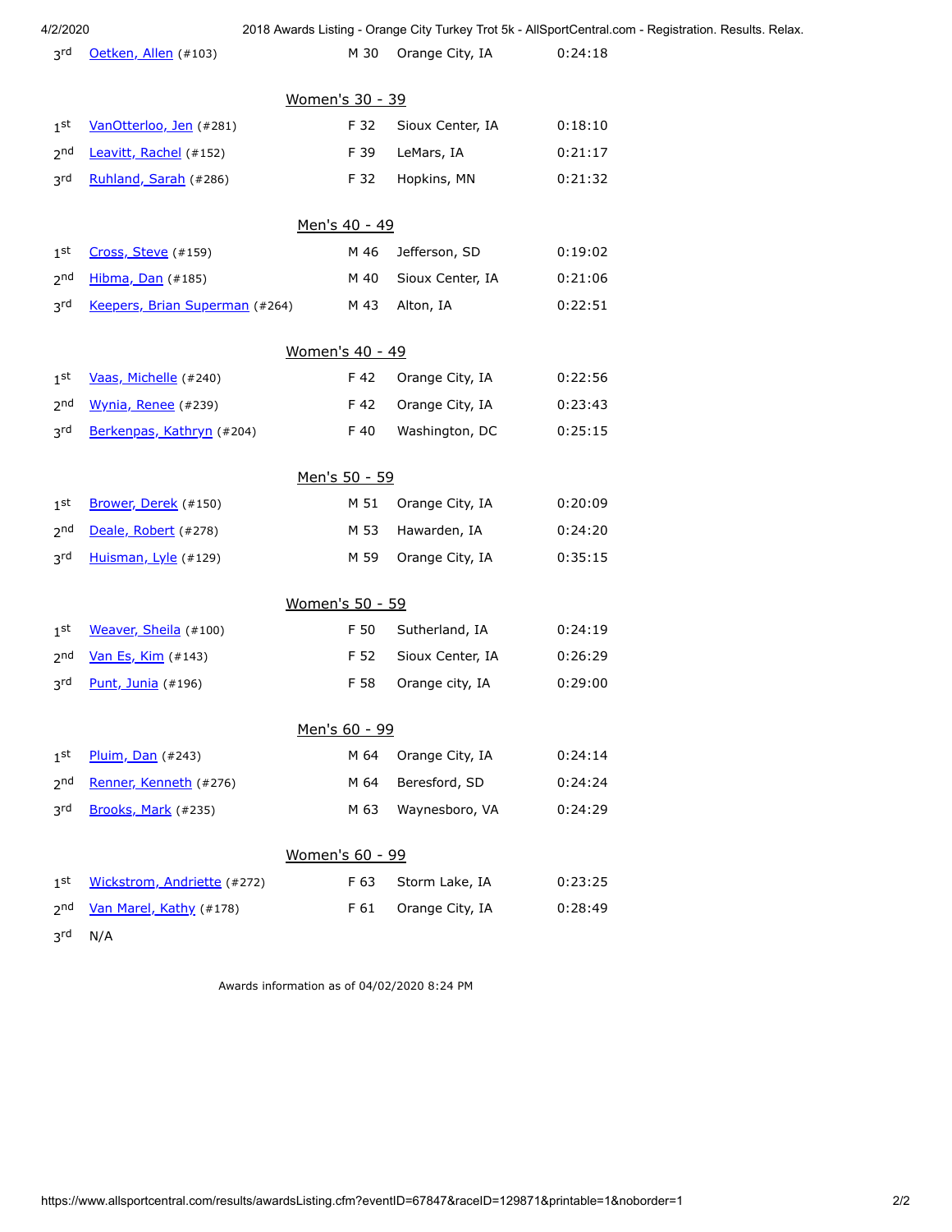| | | | | |
|---|---|---|---|---|
| 3rd | Oetken, Allen (#103) | M 30 | Orange City, IA | 0:24:18 |

## Women's 30 - 39

| | | | | |
|---|---|---|---|---|
| 1st | VanOtterloo, Jen (#281) | F 32 | Sioux Center, IA | 0:18:10 |
| 2nd | Leavitt, Rachel (#152) | F 39 | LeMars, IA | 0:21:17 |
| 3rd | Ruhland, Sarah (#286) | F 32 | Hopkins, MN | 0:21:32 |

## Men's 40 - 49

| | | | | |
|---|---|---|---|---|
| 1st | Cross, Steve (#159) | M 46 | Jefferson, SD | 0:19:02 |
| 2nd | Hibma, Dan (#185) | M 40 | Sioux Center, IA | 0:21:06 |
| 3rd | Keepers, Brian Superman (#264) | M 43 | Alton, IA | 0:22:51 |

## Women's 40 - 49

| | | | | |
|---|---|---|---|---|
| 1st | Vaas, Michelle (#240) | F 42 | Orange City, IA | 0:22:56 |
| 2nd | Wynia, Renee (#239) | F 42 | Orange City, IA | 0:23:43 |
| 3rd | Berkenpas, Kathryn (#204) | F 40 | Washington, DC | 0:25:15 |

## Men's 50 - 59

| | | | | |
|---|---|---|---|---|
| 1st | Brower, Derek (#150) | M 51 | Orange City, IA | 0:20:09 |
| 2nd | Deale, Robert (#278) | M 53 | Hawarden, IA | 0:24:20 |
| 3rd | Huisman, Lyle (#129) | M 59 | Orange City, IA | 0:35:15 |

## Women's 50 - 59

| | | | | |
|---|---|---|---|---|
| 1st | Weaver, Sheila (#100) | F 50 | Sutherland, IA | 0:24:19 |
| 2nd | Van Es, Kim (#143) | F 52 | Sioux Center, IA | 0:26:29 |
| 3rd | Punt, Junia (#196) | F 58 | Orange city, IA | 0:29:00 |

## Men's 60 - 99

| | | | | |
|---|---|---|---|---|
| 1st | Pluim, Dan (#243) | M 64 | Orange City, IA | 0:24:14 |
| 2nd | Renner, Kenneth (#276) | M 64 | Beresford, SD | 0:24:24 |
| 3rd | Brooks, Mark (#235) | M 63 | Waynesboro, VA | 0:24:29 |

## Women's 60 - 99

| | | | | |
|---|---|---|---|---|
| 1st | Wickstrom, Andriette (#272) | F 63 | Storm Lake, IA | 0:23:25 |
| 2nd | Van Marel, Kathy (#178) | F 61 | Orange City, IA | 0:28:49 |
| 3rd | N/A | | | |

Awards information as of 04/02/2020 8:24 PM